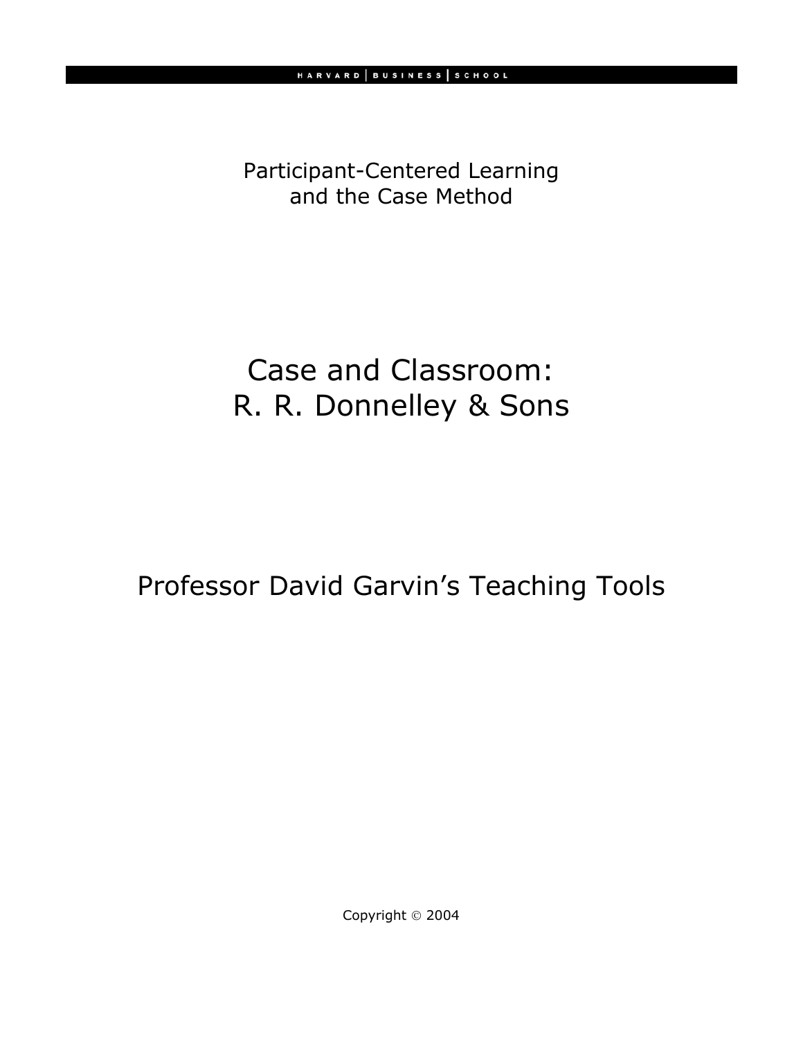HARVARD | BUSINESS | SCHOOL

Participant-Centered Learning
and the Case Method

# Case and Classroom: R. R. Donnelley & Sons

## Professor David Garvin's Teaching Tools

Copyright © 2004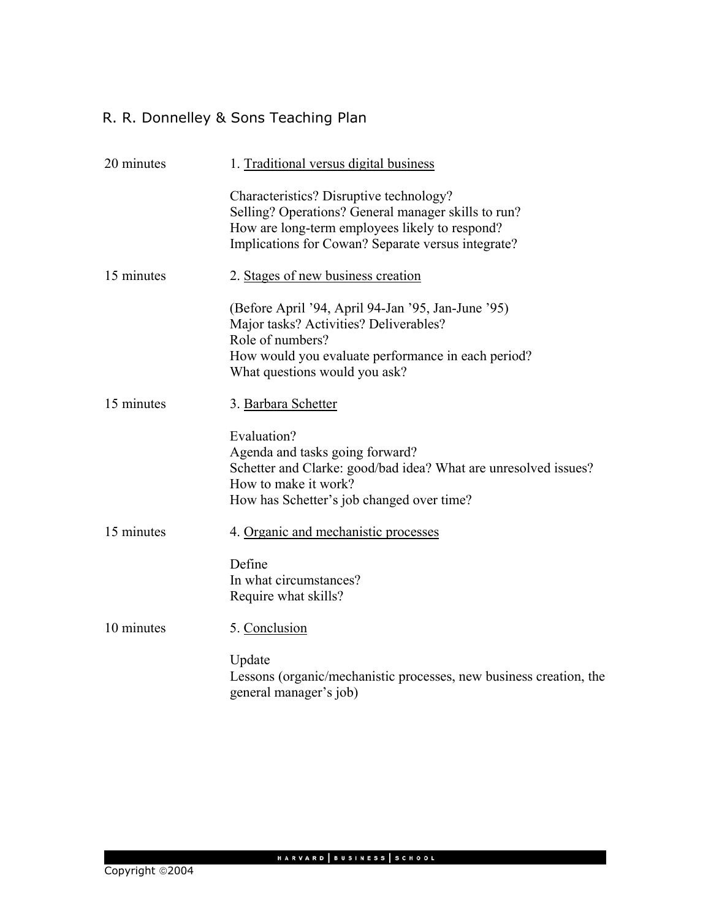# R. R. Donnelley & Sons Teaching Plan

| | |
|---|---|
| 20 minutes | 1. <u>Traditional versus digital business</u><br><br>Characteristics? Disruptive technology?<br>Selling? Operations? General manager skills to run?<br>How are long-term employees likely to respond?<br>Implications for Cowan? Separate versus integrate? |
| 15 minutes | 2. <u>Stages of new business creation</u><br><br>(Before April '94, April 94-Jan '95, Jan-June '95)<br>Major tasks? Activities? Deliverables?<br>Role of numbers?<br>How would you evaluate performance in each period?<br>What questions would you ask? |
| 15 minutes | 3. <u>Barbara Schetter</u><br><br>Evaluation?<br>Agenda and tasks going forward?<br>Schetter and Clarke: good/bad idea? What are unresolved issues?<br>How to make it work?<br>How has Schetter's job changed over time? |
| 15 minutes | 4. <u>Organic and mechanistic processes</u><br><br>Define<br>In what circumstances?<br>Require what skills? |
| 10 minutes | 5. <u>Conclusion</u><br><br>Update<br>Lessons (organic/mechanistic processes, new business creation, the general manager's job) |

Copyright ©2004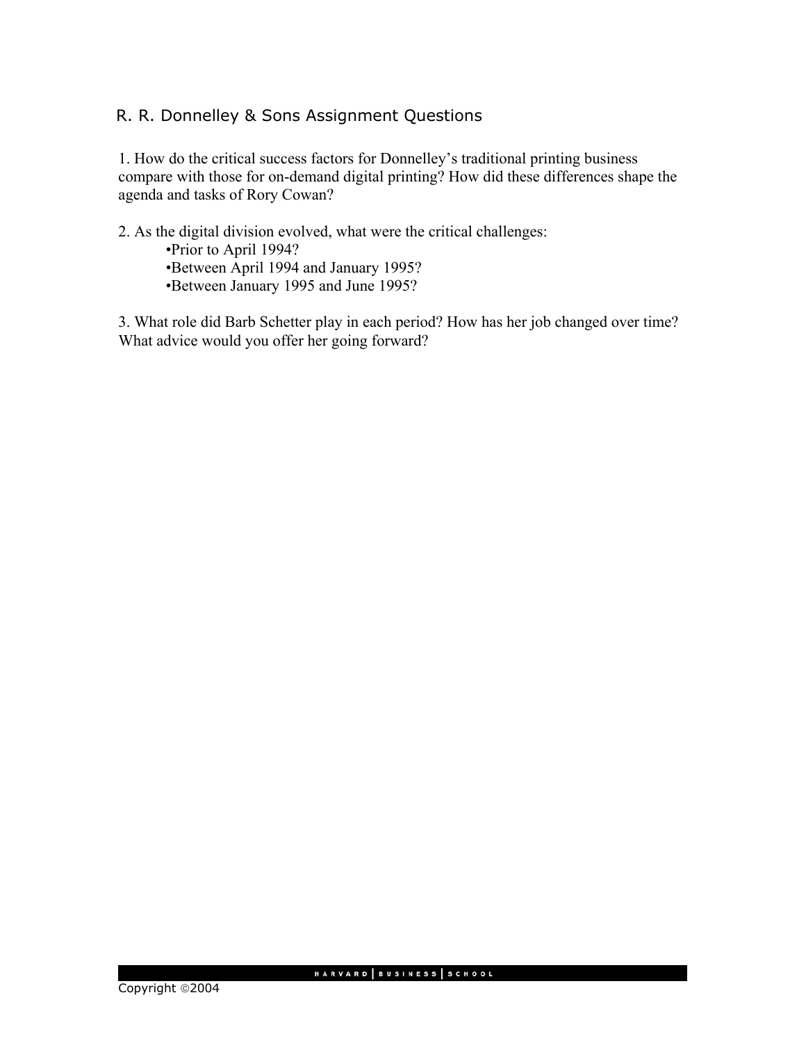## R. R. Donnelley & Sons Assignment Questions

1. How do the critical success factors for Donnelley's traditional printing business compare with those for on-demand digital printing? How did these differences shape the agenda and tasks of Rory Cowan?

2. As the digital division evolved, what were the critical challenges:
   - Prior to April 1994?
   - Between April 1994 and January 1995?
   - Between January 1995 and June 1995?

3. What role did Barb Schetter play in each period? How has her job changed over time? What advice would you offer her going forward?

Copyright ©2004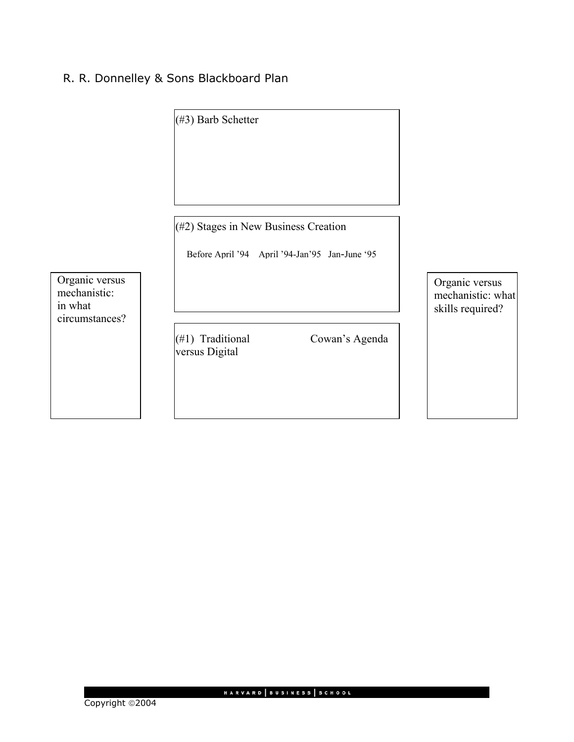## R. R. Donnelley & Sons Blackboard Plan

(#3) Barb Schetter

(#2) Stages in New Business Creation

Before April '94  April '94-Jan'95  Jan-June '95

Organic versus mechanistic: in what circumstances?

(#1) Traditional versus Digital    Cowan's Agenda

Organic versus mechanistic: what skills required?

Copyright ©2004